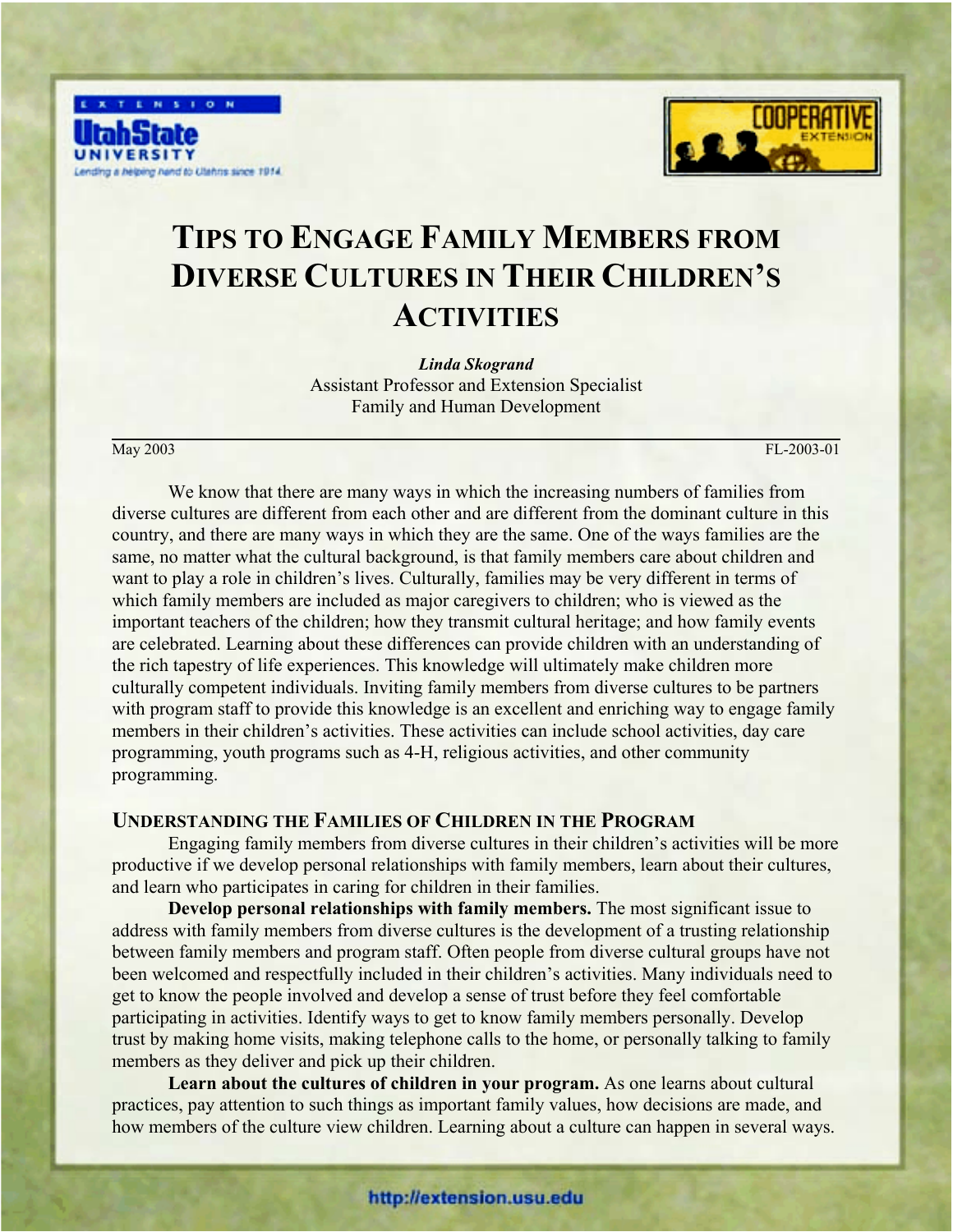EXTENSION

Utah State UNIVERSITY

Lending a helping hand to Utahns since 1914

COOPERATIVE EXTENSION

# Tips to Engage Family Members from Diverse Cultures in Their Children's Activities

***Linda Skogrand***
Assistant Professor and Extension Specialist
Family and Human Development

May 2003 FL-2003-01

We know that there are many ways in which the increasing numbers of families from diverse cultures are different from each other and are different from the dominant culture in this country, and there are many ways in which they are the same. One of the ways families are the same, no matter what the cultural background, is that family members care about children and want to play a role in children's lives. Culturally, families may be very different in terms of which family members are included as major caregivers to children; who is viewed as the important teachers of the children; how they transmit cultural heritage; and how family events are celebrated. Learning about these differences can provide children with an understanding of the rich tapestry of life experiences. This knowledge will ultimately make children more culturally competent individuals. Inviting family members from diverse cultures to be partners with program staff to provide this knowledge is an excellent and enriching way to engage family members in their children's activities. These activities can include school activities, day care programming, youth programs such as 4-H, religious activities, and other community programming.

## Understanding the Families of Children in the Program

Engaging family members from diverse cultures in their children's activities will be more productive if we develop personal relationships with family members, learn about their cultures, and learn who participates in caring for children in their families.

**Develop personal relationships with family members.** The most significant issue to address with family members from diverse cultures is the development of a trusting relationship between family members and program staff. Often people from diverse cultural groups have not been welcomed and respectfully included in their children's activities. Many individuals need to get to know the people involved and develop a sense of trust before they feel comfortable participating in activities. Identify ways to get to know family members personally. Develop trust by making home visits, making telephone calls to the home, or personally talking to family members as they deliver and pick up their children.

**Learn about the cultures of children in your program.** As one learns about cultural practices, pay attention to such things as important family values, how decisions are made, and how members of the culture view children. Learning about a culture can happen in several ways.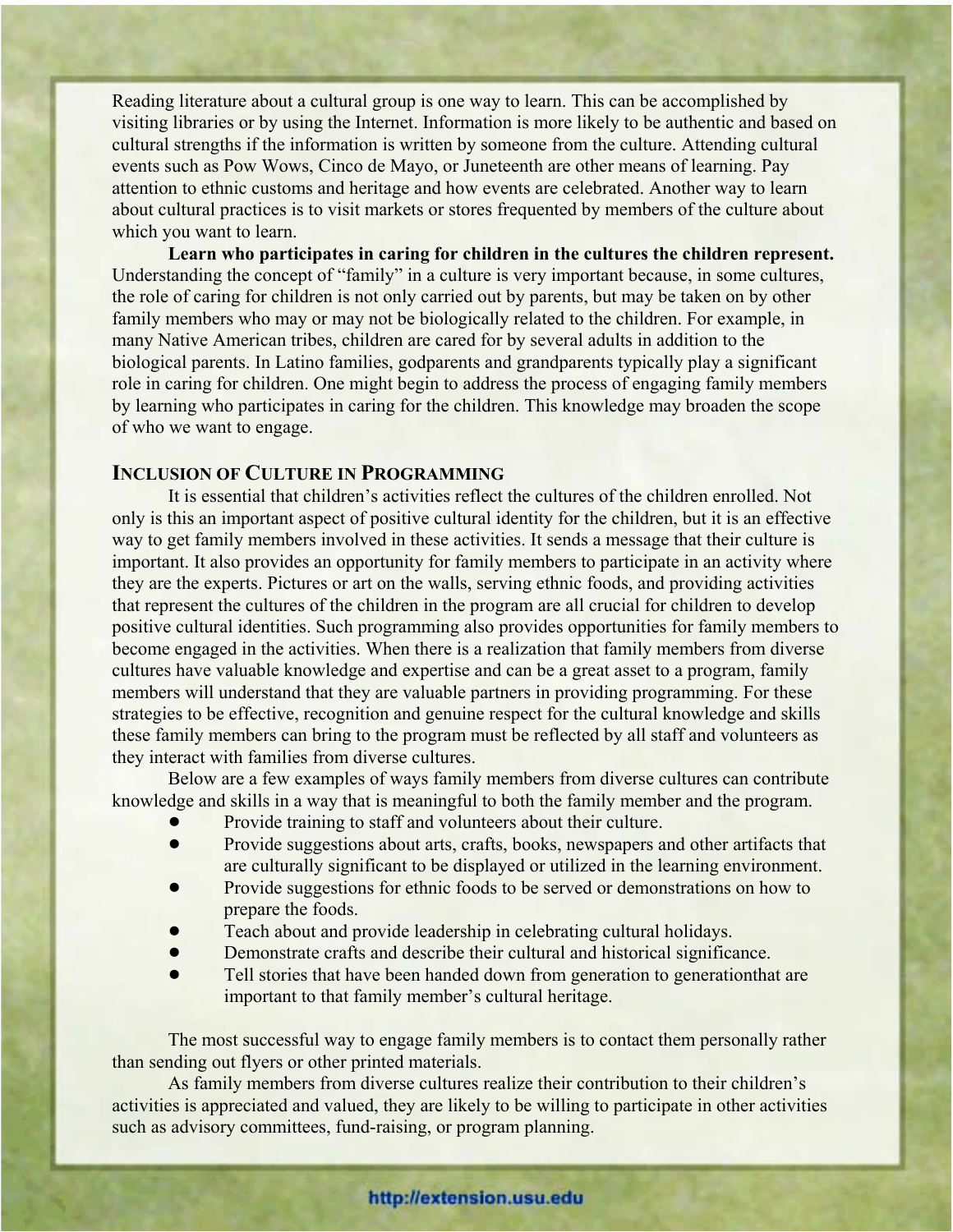Reading literature about a cultural group is one way to learn. This can be accomplished by visiting libraries or by using the Internet. Information is more likely to be authentic and based on cultural strengths if the information is written by someone from the culture. Attending cultural events such as Pow Wows, Cinco de Mayo, or Juneteenth are other means of learning. Pay attention to ethnic customs and heritage and how events are celebrated. Another way to learn about cultural practices is to visit markets or stores frequented by members of the culture about which you want to learn.

**Learn who participates in caring for children in the cultures the children represent.** Understanding the concept of "family" in a culture is very important because, in some cultures, the role of caring for children is not only carried out by parents, but may be taken on by other family members who may or may not be biologically related to the children. For example, in many Native American tribes, children are cared for by several adults in addition to the biological parents. In Latino families, godparents and grandparents typically play a significant role in caring for children. One might begin to address the process of engaging family members by learning who participates in caring for the children. This knowledge may broaden the scope of who we want to engage.

## Inclusion of Culture in Programming

It is essential that children's activities reflect the cultures of the children enrolled. Not only is this an important aspect of positive cultural identity for the children, but it is an effective way to get family members involved in these activities. It sends a message that their culture is important. It also provides an opportunity for family members to participate in an activity where they are the experts. Pictures or art on the walls, serving ethnic foods, and providing activities that represent the cultures of the children in the program are all crucial for children to develop positive cultural identities. Such programming also provides opportunities for family members to become engaged in the activities. When there is a realization that family members from diverse cultures have valuable knowledge and expertise and can be a great asset to a program, family members will understand that they are valuable partners in providing programming. For these strategies to be effective, recognition and genuine respect for the cultural knowledge and skills these family members can bring to the program must be reflected by all staff and volunteers as they interact with families from diverse cultures.

Below are a few examples of ways family members from diverse cultures can contribute knowledge and skills in a way that is meaningful to both the family member and the program.

- Provide training to staff and volunteers about their culture.
- Provide suggestions about arts, crafts, books, newspapers and other artifacts that are culturally significant to be displayed or utilized in the learning environment.
- Provide suggestions for ethnic foods to be served or demonstrations on how to prepare the foods.
- Teach about and provide leadership in celebrating cultural holidays.
- Demonstrate crafts and describe their cultural and historical significance.
- Tell stories that have been handed down from generation to generationthat are important to that family member's cultural heritage.

The most successful way to engage family members is to contact them personally rather than sending out flyers or other printed materials.

As family members from diverse cultures realize their contribution to their children's activities is appreciated and valued, they are likely to be willing to participate in other activities such as advisory committees, fund-raising, or program planning.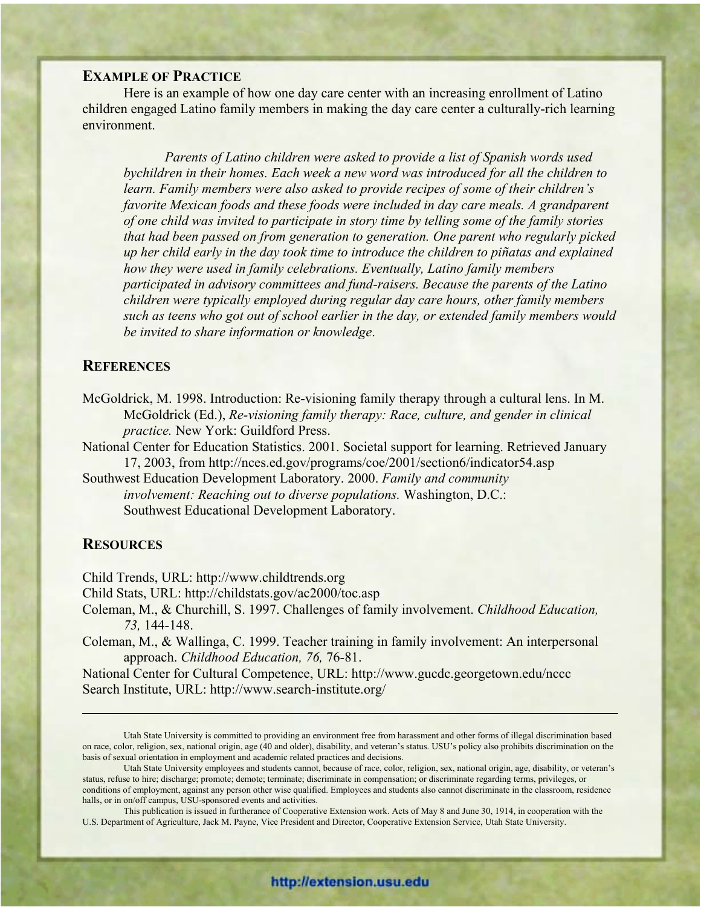## Example of Practice

Here is an example of how one day care center with an increasing enrollment of Latino children engaged Latino family members in making the day care center a culturally-rich learning environment.

> *Parents of Latino children were asked to provide a list of Spanish words used bychildren in their homes. Each week a new word was introduced for all the children to learn. Family members were also asked to provide recipes of some of their children's favorite Mexican foods and these foods were included in day care meals. A grandparent of one child was invited to participate in story time by telling some of the family stories that had been passed on from generation to generation. One parent who regularly picked up her child early in the day took time to introduce the children to piñatas and explained how they were used in family celebrations. Eventually, Latino family members participated in advisory committees and fund-raisers. Because the parents of the Latino children were typically employed during regular day care hours, other family members such as teens who got out of school earlier in the day, or extended family members would be invited to share information or knowledge*.

## References

McGoldrick, M. 1998. Introduction: Re-visioning family therapy through a cultural lens. In M. McGoldrick (Ed.), *Re-visioning family therapy: Race, culture, and gender in clinical practice.* New York: Guildford Press.

National Center for Education Statistics. 2001. Societal support for learning. Retrieved January 17, 2003, from http://nces.ed.gov/programs/coe/2001/section6/indicator54.asp

Southwest Education Development Laboratory. 2000. *Family and community involvement: Reaching out to diverse populations.* Washington, D.C.: Southwest Educational Development Laboratory.

## Resources

Child Trends, URL: http://www.childtrends.org

Child Stats, URL: http://childstats.gov/ac2000/toc.asp

Coleman, M., & Churchill, S. 1997. Challenges of family involvement. *Childhood Education, 73,* 144-148.

Coleman, M., & Wallinga, C. 1999. Teacher training in family involvement: An interpersonal approach. *Childhood Education, 76,* 76-81.

National Center for Cultural Competence, URL: http://www.gucdc.georgetown.edu/nccc

Search Institute, URL: http://www.search-institute.org/

---

Utah State University is committed to providing an environment free from harassment and other forms of illegal discrimination based on race, color, religion, sex, national origin, age (40 and older), disability, and veteran's status. USU's policy also prohibits discrimination on the basis of sexual orientation in employment and academic related practices and decisions.

Utah State University employees and students cannot, because of race, color, religion, sex, national origin, age, disability, or veteran's status, refuse to hire; discharge; promote; demote; terminate; discriminate in compensation; or discriminate regarding terms, privileges, or conditions of employment, against any person other wise qualified. Employees and students also cannot discriminate in the classroom, residence halls, or in on/off campus, USU-sponsored events and activities.

This publication is issued in furtherance of Cooperative Extension work. Acts of May 8 and June 30, 1914, in cooperation with the U.S. Department of Agriculture, Jack M. Payne, Vice President and Director, Cooperative Extension Service, Utah State University.

http://extension.usu.edu